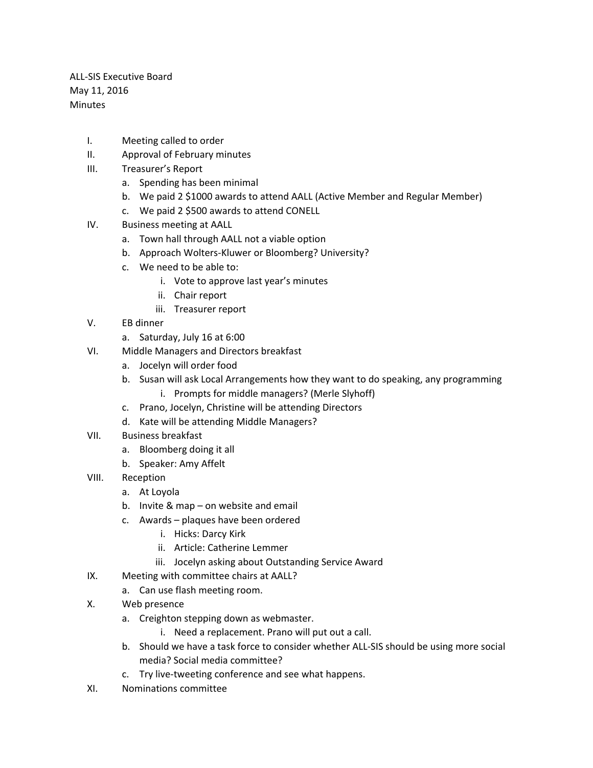ALL-SIS Executive Board
May 11, 2016
Minutes

I. Meeting called to order
II. Approval of February minutes
III. Treasurer's Report
    a. Spending has been minimal
    b. We paid 2 $1000 awards to attend AALL (Active Member and Regular Member)
    c. We paid 2 $500 awards to attend CONELL
IV. Business meeting at AALL
    a. Town hall through AALL not a viable option
    b. Approach Wolters-Kluwer or Bloomberg? University?
    c. We need to be able to:
        i. Vote to approve last year's minutes
        ii. Chair report
        iii. Treasurer report
V. EB dinner
    a. Saturday, July 16 at 6:00
VI. Middle Managers and Directors breakfast
    a. Jocelyn will order food
    b. Susan will ask Local Arrangements how they want to do speaking, any programming
        i. Prompts for middle managers? (Merle Slyhoff)
    c. Prano, Jocelyn, Christine will be attending Directors
    d. Kate will be attending Middle Managers?
VII. Business breakfast
    a. Bloomberg doing it all
    b. Speaker: Amy Affelt
VIII. Reception
    a. At Loyola
    b. Invite & map – on website and email
    c. Awards – plaques have been ordered
        i. Hicks: Darcy Kirk
        ii. Article: Catherine Lemmer
        iii. Jocelyn asking about Outstanding Service Award
IX. Meeting with committee chairs at AALL?
    a. Can use flash meeting room.
X. Web presence
    a. Creighton stepping down as webmaster.
        i. Need a replacement. Prano will put out a call.
    b. Should we have a task force to consider whether ALL-SIS should be using more social media? Social media committee?
    c. Try live-tweeting conference and see what happens.
XI. Nominations committee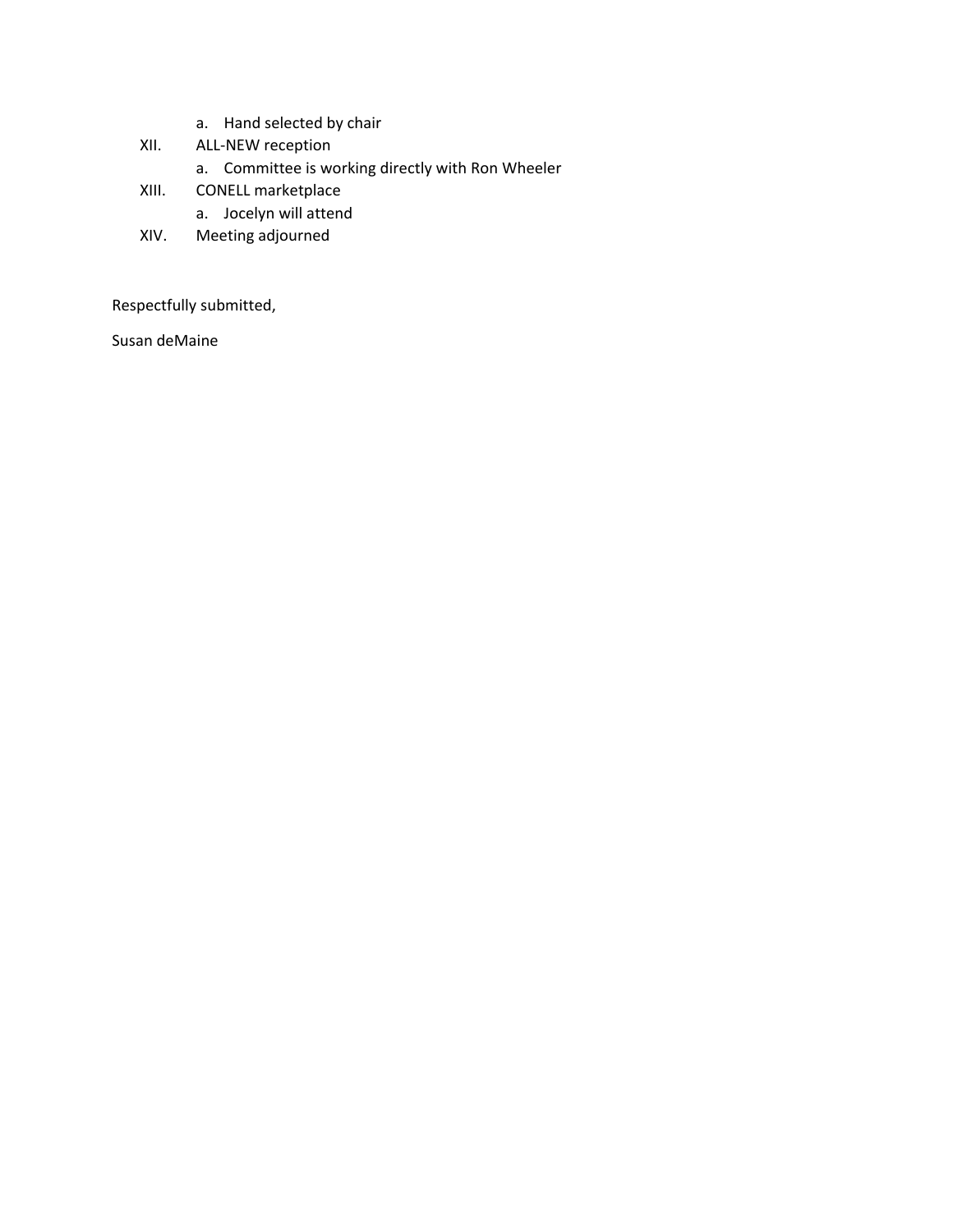a. Hand selected by chair

XII. ALL-NEW reception

  a. Committee is working directly with Ron Wheeler

XIII. CONELL marketplace

  a. Jocelyn will attend

XIV. Meeting adjourned

Respectfully submitted,

Susan deMaine